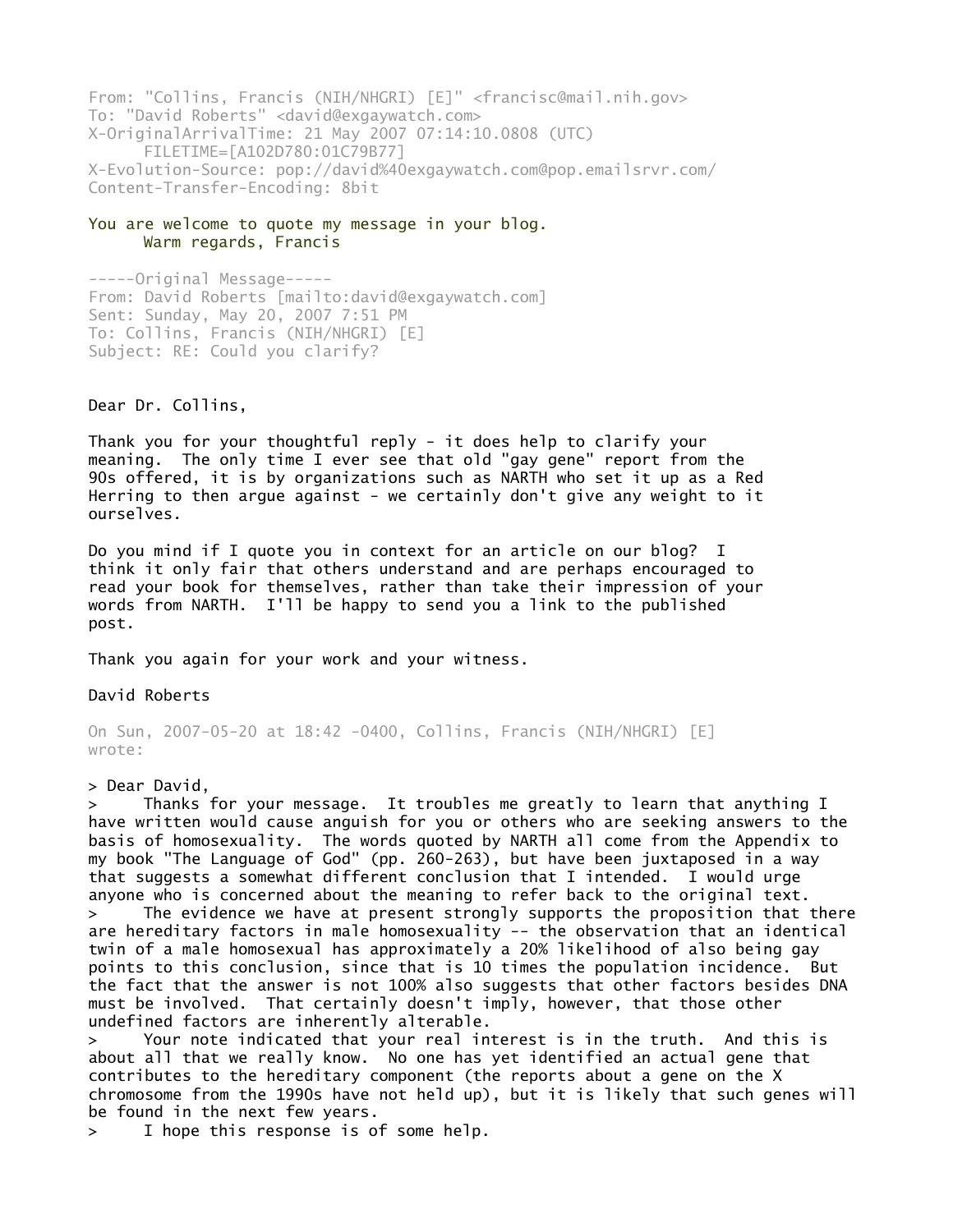From: "Collins, Francis (NIH/NHGRI) [E]" <francisc@mail.nih.gov>
To: "David Roberts" <david@exgaywatch.com>
X-OriginalArrivalTime: 21 May 2007 07:14:10.0808 (UTC)
FILETIME=[A102D780:01C79B77]
X-Evolution-Source: pop://david%40exgaywatch.com@pop.emailsrvr.com/
Content-Transfer-Encoding: 8bit

You are welcome to quote my message in your blog.
Warm regards, Francis

-----Original Message-----
From: David Roberts [mailto:david@exgaywatch.com]
Sent: Sunday, May 20, 2007 7:51 PM
To: Collins, Francis (NIH/NHGRI) [E]
Subject: RE: Could you clarify?

Dear Dr. Collins,

Thank you for your thoughtful reply - it does help to clarify your meaning. The only time I ever see that old "gay gene" report from the 90s offered, it is by organizations such as NARTH who set it up as a Red Herring to then argue against - we certainly don't give any weight to it ourselves.

Do you mind if I quote you in context for an article on our blog? I think it only fair that others understand and are perhaps encouraged to read your book for themselves, rather than take their impression of your words from NARTH. I'll be happy to send you a link to the published post.

Thank you again for your work and your witness.

David Roberts

On Sun, 2007-05-20 at 18:42 -0400, Collins, Francis (NIH/NHGRI) [E] wrote:

> Dear David,
> Thanks for your message. It troubles me greatly to learn that anything I have written would cause anguish for you or others who are seeking answers to the basis of homosexuality. The words quoted by NARTH all come from the Appendix to my book "The Language of God" (pp. 260-263), but have been juxtaposed in a way that suggests a somewhat different conclusion that I intended. I would urge anyone who is concerned about the meaning to refer back to the original text.
> The evidence we have at present strongly supports the proposition that there are hereditary factors in male homosexuality -- the observation that an identical twin of a male homosexual has approximately a 20% likelihood of also being gay points to this conclusion, since that is 10 times the population incidence. But the fact that the answer is not 100% also suggests that other factors besides DNA must be involved. That certainly doesn't imply, however, that those other undefined factors are inherently alterable.
> Your note indicated that your real interest is in the truth. And this is about all that we really know. No one has yet identified an actual gene that contributes to the hereditary component (the reports about a gene on the X chromosome from the 1990s have not held up), but it is likely that such genes will be found in the next few years.
> I hope this response is of some help.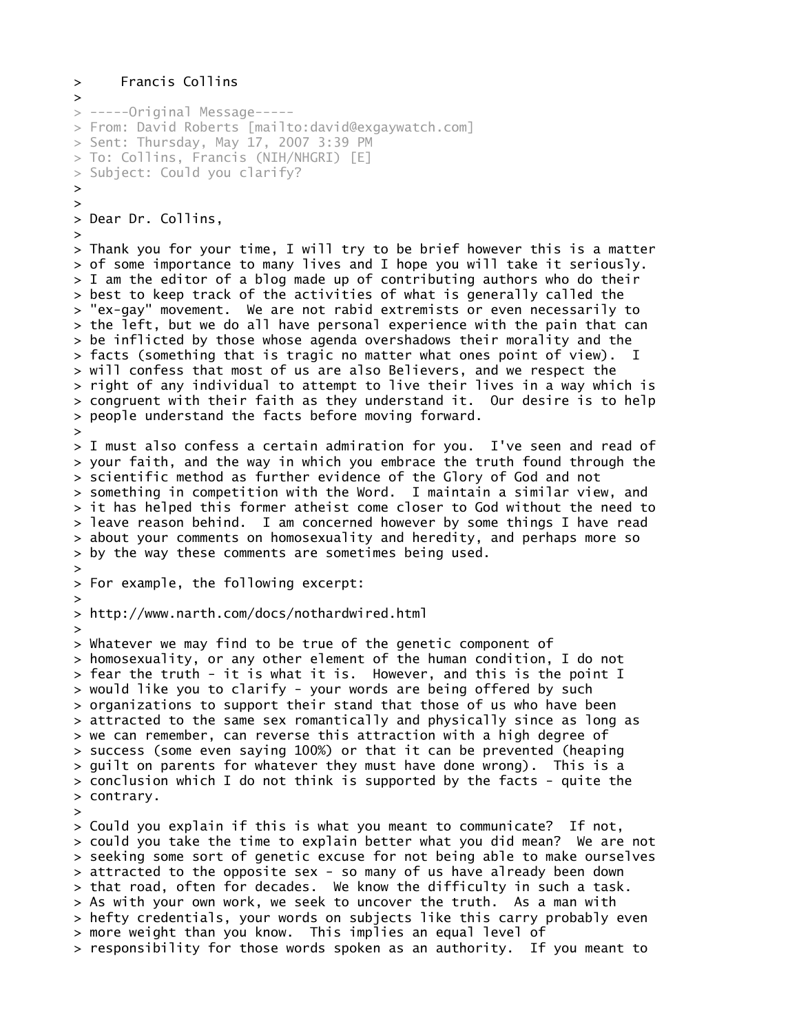> Francis Collins
>
> -----Original Message-----
> From: David Roberts [mailto:david@exgaywatch.com]
> Sent: Thursday, May 17, 2007 3:39 PM
> To: Collins, Francis (NIH/NHGRI) [E]
> Subject: Could you clarify?
>
>
> Dear Dr. Collins,
>
> Thank you for your time, I will try to be brief however this is a matter
> of some importance to many lives and I hope you will take it seriously.
> I am the editor of a blog made up of contributing authors who do their
> best to keep track of the activities of what is generally called the
> "ex-gay" movement. We are not rabid extremists or even necessarily to
> the left, but we do all have personal experience with the pain that can
> be inflicted by those whose agenda overshadows their morality and the
> facts (something that is tragic no matter what ones point of view). I
> will confess that most of us are also Believers, and we respect the
> right of any individual to attempt to live their lives in a way which is
> congruent with their faith as they understand it. Our desire is to help
> people understand the facts before moving forward.
>
> I must also confess a certain admiration for you. I've seen and read of
> your faith, and the way in which you embrace the truth found through the
> scientific method as further evidence of the Glory of God and not
> something in competition with the Word. I maintain a similar view, and
> it has helped this former atheist come closer to God without the need to
> leave reason behind. I am concerned however by some things I have read
> about your comments on homosexuality and heredity, and perhaps more so
> by the way these comments are sometimes being used.
>
> For example, the following excerpt:
>
> http://www.narth.com/docs/nothardwired.html
>
> Whatever we may find to be true of the genetic component of
> homosexuality, or any other element of the human condition, I do not
> fear the truth - it is what it is. However, and this is the point I
> would like you to clarify - your words are being offered by such
> organizations to support their stand that those of us who have been
> attracted to the same sex romantically and physically since as long as
> we can remember, can reverse this attraction with a high degree of
> success (some even saying 100%) or that it can be prevented (heaping
> guilt on parents for whatever they must have done wrong). This is a
> conclusion which I do not think is supported by the facts - quite the
> contrary.
>
> Could you explain if this is what you meant to communicate? If not,
> could you take the time to explain better what you did mean? We are not
> seeking some sort of genetic excuse for not being able to make ourselves
> attracted to the opposite sex - so many of us have already been down
> that road, often for decades. We know the difficulty in such a task.
> As with your own work, we seek to uncover the truth. As a man with
> hefty credentials, your words on subjects like this carry probably even
> more weight than you know. This implies an equal level of
> responsibility for those words spoken as an authority. If you meant to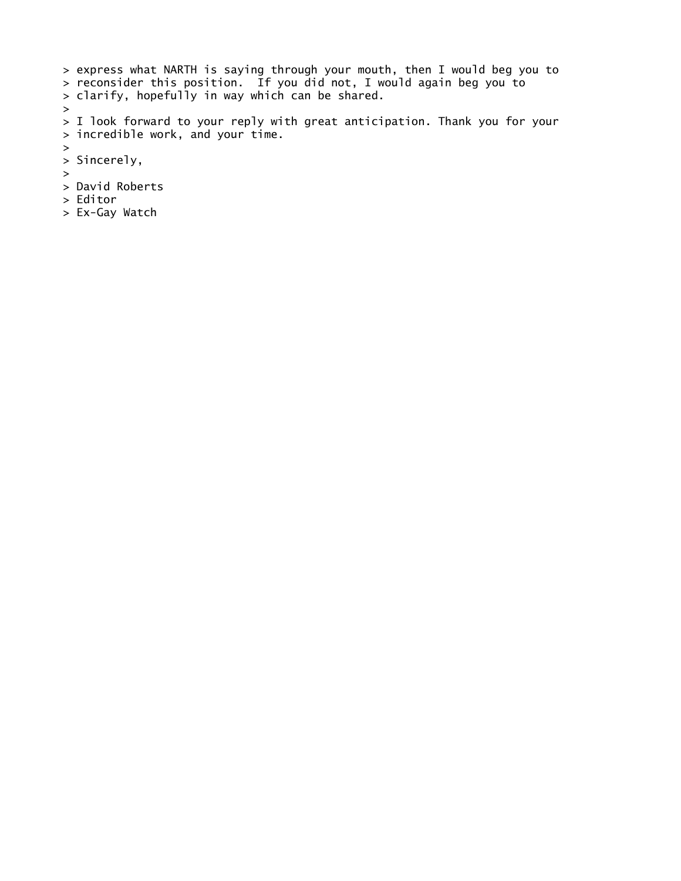> express what NARTH is saying through your mouth, then I would beg you to
> reconsider this position.  If you did not, I would again beg you to
> clarify, hopefully in way which can be shared.
>
> I look forward to your reply with great anticipation. Thank you for your
> incredible work, and your time.
>
> Sincerely,
>
> David Roberts
> Editor
> Ex-Gay Watch